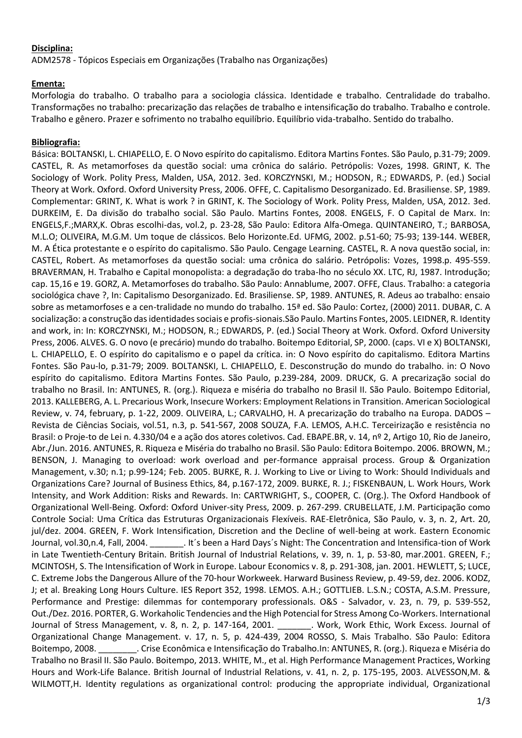**Disciplina:**

ADM2578 - Tópicos Especiais em Organizações (Trabalho nas Organizações)

**Ementa:**

Morfologia do trabalho. O trabalho para a sociologia clássica. Identidade e trabalho. Centralidade do trabalho. Transformações no trabalho: precarização das relações de trabalho e intensificação do trabalho. Trabalho e controle. Trabalho e gênero. Prazer e sofrimento no trabalho equilíbrio. Equilíbrio vida-trabalho. Sentido do trabalho.

**Bibliografia:**

Básica: BOLTANSKI, L. CHIAPELLO, E. O Novo espírito do capitalismo. Editora Martins Fontes. São Paulo, p.31-79; 2009. CASTEL, R. As metamorfoses da questão social: uma crônica do salário. Petrópolis: Vozes, 1998. GRINT, K. The Sociology of Work. Polity Press, Malden, USA, 2012. 3ed. KORCZYNSKI, M.; HODSON, R.; EDWARDS, P. (ed.) Social Theory at Work. Oxford. Oxford University Press, 2006. OFFE, C. Capitalismo Desorganizado. Ed. Brasiliense. SP, 1989. Complementar: GRINT, K. What is work ? in GRINT, K. The Sociology of Work. Polity Press, Malden, USA, 2012. 3ed. DURKEIM, E. Da divisão do trabalho social. São Paulo. Martins Fontes, 2008. ENGELS, F. O Capital de Marx. In: ENGELS,F.;MARX,K. Obras escolhi-das, vol.2, p. 23-28, São Paulo: Editora Alfa-Omega. QUINTANEIRO, T.; BARBOSA, M.L.O; OLIVEIRA, M.G.M. Um toque de clássicos. Belo Horizonte.Ed. UFMG, 2002. p.51-60; 75-93; 139-144. WEBER, M. A Ética protestante e o espírito do capitalismo. São Paulo. Cengage Learning. CASTEL, R. A nova questão social, in: CASTEL, Robert. As metamorfoses da questão social: uma crônica do salário. Petrópolis: Vozes, 1998.p. 495-559. BRAVERMAN, H. Trabalho e Capital monopolista: a degradação do traba-lho no século XX. LTC, RJ, 1987. Introdução; cap. 15,16 e 19. GORZ, A. Metamorfoses do trabalho. São Paulo: Annablume, 2007. OFFE, Claus. Trabalho: a categoria sociológica chave ?, In: Capitalismo Desorganizado. Ed. Brasiliense. SP, 1989. ANTUNES, R. Adeus ao trabalho: ensaio sobre as metamorfoses e a cen-tralidade no mundo do trabalho. 15ª ed. São Paulo: Cortez, (2000) 2011. DUBAR, C. A socialização: a construção das identidades sociais e profis-sionais.São Paulo. Martins Fontes, 2005. LEIDNER, R. Identity and work, in: In: KORCZYNSKI, M.; HODSON, R.; EDWARDS, P. (ed.) Social Theory at Work. Oxford. Oxford University Press, 2006. ALVES. G. O novo (e precário) mundo do trabalho. Boitempo Editorial, SP, 2000. (caps. VI e X) BOLTANSKI, L. CHIAPELLO, E. O espírito do capitalismo e o papel da crítica. in: O Novo espírito do capitalismo. Editora Martins Fontes. São Pau-lo, p.31-79; 2009. BOLTANSKI, L. CHIAPELLO, E. Desconstrução do mundo do trabalho. in: O Novo espírito do capitalismo. Editora Martins Fontes. São Paulo, p.239-284, 2009. DRUCK, G. A precarização social do trabalho no Brasil. In: ANTUNES, R. (org.). Riqueza e miséria do trabalho no Brasil II. São Paulo. Boitempo Editorial, 2013. KALLEBERG, A. L. Precarious Work, Insecure Workers: Employment Relations in Transition. American Sociological Review, v. 74, february, p. 1-22, 2009. OLIVEIRA, L.; CARVALHO, H. A precarização do trabalho na Europa. DADOS – Revista de Ciências Sociais, vol.51, n.3, p. 541-567, 2008 SOUZA, F.A. LEMOS, A.H.C. Terceirização e resistência no Brasil: o Proje-to de Lei n. 4.330/04 e a ação dos atores coletivos. Cad. EBAPE.BR, v. 14, nº 2, Artigo 10, Rio de Janeiro, Abr./Jun. 2016. ANTUNES, R. Riqueza e Miséria do trabalho no Brasil. São Paulo: Editora Boitempo. 2006. BROWN, M.; BENSON, J. Managing to overload: work overload and per-formance appraisal process. Group & Organization Management, v.30; n.1; p.99-124; Feb. 2005. BURKE, R. J. Working to Live or Living to Work: Should Individuals and Organizations Care? Journal of Business Ethics, 84, p.167-172, 2009. BURKE, R. J.; FISKENBAUN, L. Work Hours, Work Intensity, and Work Addition: Risks and Rewards. In: CARTWRIGHT, S., COOPER, C. (Org.). The Oxford Handbook of Organizational Well-Being. Oxford: Oxford Univer-sity Press, 2009. p. 267-299. CRUBELLATE, J.M. Participação como Controle Social: Uma Crítica das Estruturas Organizacionais Flexíveis. RAE-Eletrônica, São Paulo, v. 3, n. 2, Art. 20, jul/dez. 2004. GREEN, F. Work Intensification, Discretion and the Decline of well-being at work. Eastern Economic Journal, vol.30,n.4, Fall, 2004. _______. It´s been a Hard Days´s Night: The Concentration and Intensifica-tion of Work in Late Twentieth-Century Britain. British Journal of Industrial Relations, v. 39, n. 1, p. 53-80, mar.2001. GREEN, F.; MCINTOSH, S. The Intensification of Work in Europe. Labour Economics v. 8, p. 291-308, jan. 2001. HEWLETT, S; LUCE, C. Extreme Jobs the Dangerous Allure of the 70-hour Workweek. Harward Business Review, p. 49-59, dez. 2006. KODZ, J; et al. Breaking Long Hours Culture. IES Report 352, 1998. LEMOS. A.H.; GOTTLIEB. L.S.N.; COSTA, A.S.M. Pressure, Performance and Prestige: dilemmas for contemporary professionals. O&S - Salvador, v. 23, n. 79, p. 539-552, Out./Dez. 2016. PORTER, G. Workaholic Tendencies and the High Potencial for Stress Among Co-Workers. International Journal of Stress Management, v. 8, n. 2, p. 147-164, 2001. _______. Work, Work Ethic, Work Excess. Journal of Organizational Change Management. v. 17, n. 5, p. 424-439, 2004 ROSSO, S. Mais Trabalho. São Paulo: Editora Boitempo, 2008. ________. Crise Econômica e Intensificação do Trabalho.In: ANTUNES, R. (org.). Riqueza e Miséria do Trabalho no Brasil II. São Paulo. Boitempo, 2013. WHITE, M., et al. High Performance Management Practices, Working Hours and Work-Life Balance. British Journal of Industrial Relations, v. 41, n. 2, p. 175-195, 2003. ALVESSON,M. & WILMOTT,H. Identity regulations as organizational control: producing the appropriate individual, Organizational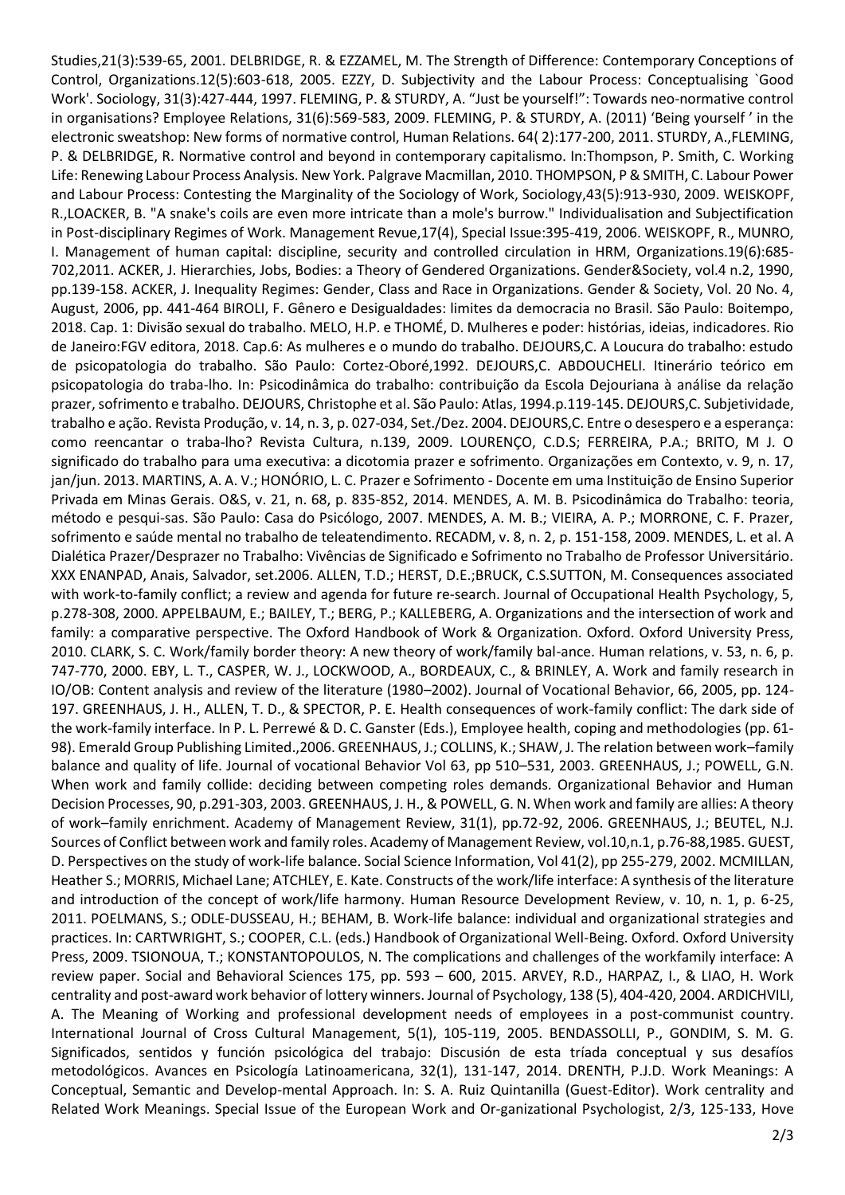Studies,21(3):539-65, 2001. DELBRIDGE, R. & EZZAMEL, M. The Strength of Difference: Contemporary Conceptions of Control, Organizations.12(5):603-618, 2005. EZZY, D. Subjectivity and the Labour Process: Conceptualising `Good Work'. Sociology, 31(3):427-444, 1997. FLEMING, P. & STURDY, A. "Just be yourself!": Towards neo-normative control in organisations? Employee Relations, 31(6):569-583, 2009. FLEMING, P. & STURDY, A. (2011) 'Being yourself ' in the electronic sweatshop: New forms of normative control, Human Relations. 64( 2):177-200, 2011. STURDY, A.,FLEMING, P. & DELBRIDGE, R. Normative control and beyond in contemporary capitalismo. In:Thompson, P. Smith, C. Working Life: Renewing Labour Process Analysis. New York. Palgrave Macmillan, 2010. THOMPSON, P & SMITH, C. Labour Power and Labour Process: Contesting the Marginality of the Sociology of Work, Sociology,43(5):913-930, 2009. WEISKOPF, R.,LOACKER, B. "A snake's coils are even more intricate than a mole's burrow." Individualisation and Subjectification in Post-disciplinary Regimes of Work. Management Revue,17(4), Special Issue:395-419, 2006. WEISKOPF, R., MUNRO, I. Management of human capital: discipline, security and controlled circulation in HRM, Organizations.19(6):685-702,2011. ACKER, J. Hierarchies, Jobs, Bodies: a Theory of Gendered Organizations. Gender&Society, vol.4 n.2, 1990, pp.139-158. ACKER, J. Inequality Regimes: Gender, Class and Race in Organizations. Gender & Society, Vol. 20 No. 4, August, 2006, pp. 441-464 BIROLI, F. Gênero e Desigualdades: limites da democracia no Brasil. São Paulo: Boitempo, 2018. Cap. 1: Divisão sexual do trabalho. MELO, H.P. e THOMÉ, D. Mulheres e poder: histórias, ideias, indicadores. Rio de Janeiro:FGV editora, 2018. Cap.6: As mulheres e o mundo do trabalho. DEJOURS,C. A Loucura do trabalho: estudo de psicopatologia do trabalho. São Paulo: Cortez-Oboré,1992. DEJOURS,C. ABDOUCHELI. Itinerário teórico em psicopatologia do traba-lho. In: Psicodinâmica do trabalho: contribuição da Escola Dejouriana à análise da relação prazer, sofrimento e trabalho. DEJOURS, Christophe et al. São Paulo: Atlas, 1994.p.119-145. DEJOURS,C. Subjetividade, trabalho e ação. Revista Produção, v. 14, n. 3, p. 027-034, Set./Dez. 2004. DEJOURS,C. Entre o desespero e a esperança: como reencantar o traba-lho? Revista Cultura, n.139, 2009. LOURENÇO, C.D.S; FERREIRA, P.A.; BRITO, M J. O significado do trabalho para uma executiva: a dicotomia prazer e sofrimento. Organizações em Contexto, v. 9, n. 17, jan/jun. 2013. MARTINS, A. A. V.; HONÓRIO, L. C. Prazer e Sofrimento - Docente em uma Instituição de Ensino Superior Privada em Minas Gerais. O&S, v. 21, n. 68, p. 835-852, 2014. MENDES, A. M. B. Psicodinâmica do Trabalho: teoria, método e pesqui-sas. São Paulo: Casa do Psicólogo, 2007. MENDES, A. M. B.; VIEIRA, A. P.; MORRONE, C. F. Prazer, sofrimento e saúde mental no trabalho de teleatendimento. RECADM, v. 8, n. 2, p. 151-158, 2009. MENDES, L. et al. A Dialética Prazer/Desprazer no Trabalho: Vivências de Significado e Sofrimento no Trabalho de Professor Universitário. XXX ENANPAD, Anais, Salvador, set.2006. ALLEN, T.D.; HERST, D.E.;BRUCK, C.S.SUTTON, M. Consequences associated with work-to-family conflict; a review and agenda for future re-search. Journal of Occupational Health Psychology, 5, p.278-308, 2000. APPELBAUM, E.; BAILEY, T.; BERG, P.; KALLEBERG, A. Organizations and the intersection of work and family: a comparative perspective. The Oxford Handbook of Work & Organization. Oxford. Oxford University Press, 2010. CLARK, S. C. Work/family border theory: A new theory of work/family bal-ance. Human relations, v. 53, n. 6, p. 747-770, 2000. EBY, L. T., CASPER, W. J., LOCKWOOD, A., BORDEAUX, C., & BRINLEY, A. Work and family research in IO/OB: Content analysis and review of the literature (1980–2002). Journal of Vocational Behavior, 66, 2005, pp. 124-197. GREENHAUS, J. H., ALLEN, T. D., & SPECTOR, P. E. Health consequences of work-family conflict: The dark side of the work-family interface. In P. L. Perrewé & D. C. Ganster (Eds.), Employee health, coping and methodologies (pp. 61-98). Emerald Group Publishing Limited.,2006. GREENHAUS, J.; COLLINS, K.; SHAW, J. The relation between work–family balance and quality of life. Journal of vocational Behavior Vol 63, pp 510–531, 2003. GREENHAUS, J.; POWELL, G.N. When work and family collide: deciding between competing roles demands. Organizational Behavior and Human Decision Processes, 90, p.291-303, 2003. GREENHAUS, J. H., & POWELL, G. N. When work and family are allies: A theory of work–family enrichment. Academy of Management Review, 31(1), pp.72-92, 2006. GREENHAUS, J.; BEUTEL, N.J. Sources of Conflict between work and family roles. Academy of Management Review, vol.10,n.1, p.76-88,1985. GUEST, D. Perspectives on the study of work-life balance. Social Science Information, Vol 41(2), pp 255-279, 2002. MCMILLAN, Heather S.; MORRIS, Michael Lane; ATCHLEY, E. Kate. Constructs of the work/life interface: A synthesis of the literature and introduction of the concept of work/life harmony. Human Resource Development Review, v. 10, n. 1, p. 6-25, 2011. POELMANS, S.; ODLE-DUSSEAU, H.; BEHAM, B. Work-life balance: individual and organizational strategies and practices. In: CARTWRIGHT, S.; COOPER, C.L. (eds.) Handbook of Organizational Well-Being. Oxford. Oxford University Press, 2009. TSIONOUA, T.; KONSTANTOPOULOS, N. The complications and challenges of the workfamily interface: A review paper. Social and Behavioral Sciences 175, pp. 593 – 600, 2015. ARVEY, R.D., HARPAZ, I., & LIAO, H. Work centrality and post-award work behavior of lottery winners. Journal of Psychology, 138 (5), 404-420, 2004. ARDICHVILI, A. The Meaning of Working and professional development needs of employees in a post-communist country. International Journal of Cross Cultural Management, 5(1), 105-119, 2005. BENDASSOLLI, P., GONDIM, S. M. G. Significados, sentidos y función psicológica del trabajo: Discusión de esta tríada conceptual y sus desafíos metodológicos. Avances en Psicología Latinoamericana, 32(1), 131-147, 2014. DRENTH, P.J.D. Work Meanings: A Conceptual, Semantic and Develop-mental Approach. In: S. A. Ruiz Quintanilla (Guest-Editor). Work centrality and Related Work Meanings. Special Issue of the European Work and Or-ganizational Psychologist, 2/3, 125-133, Hove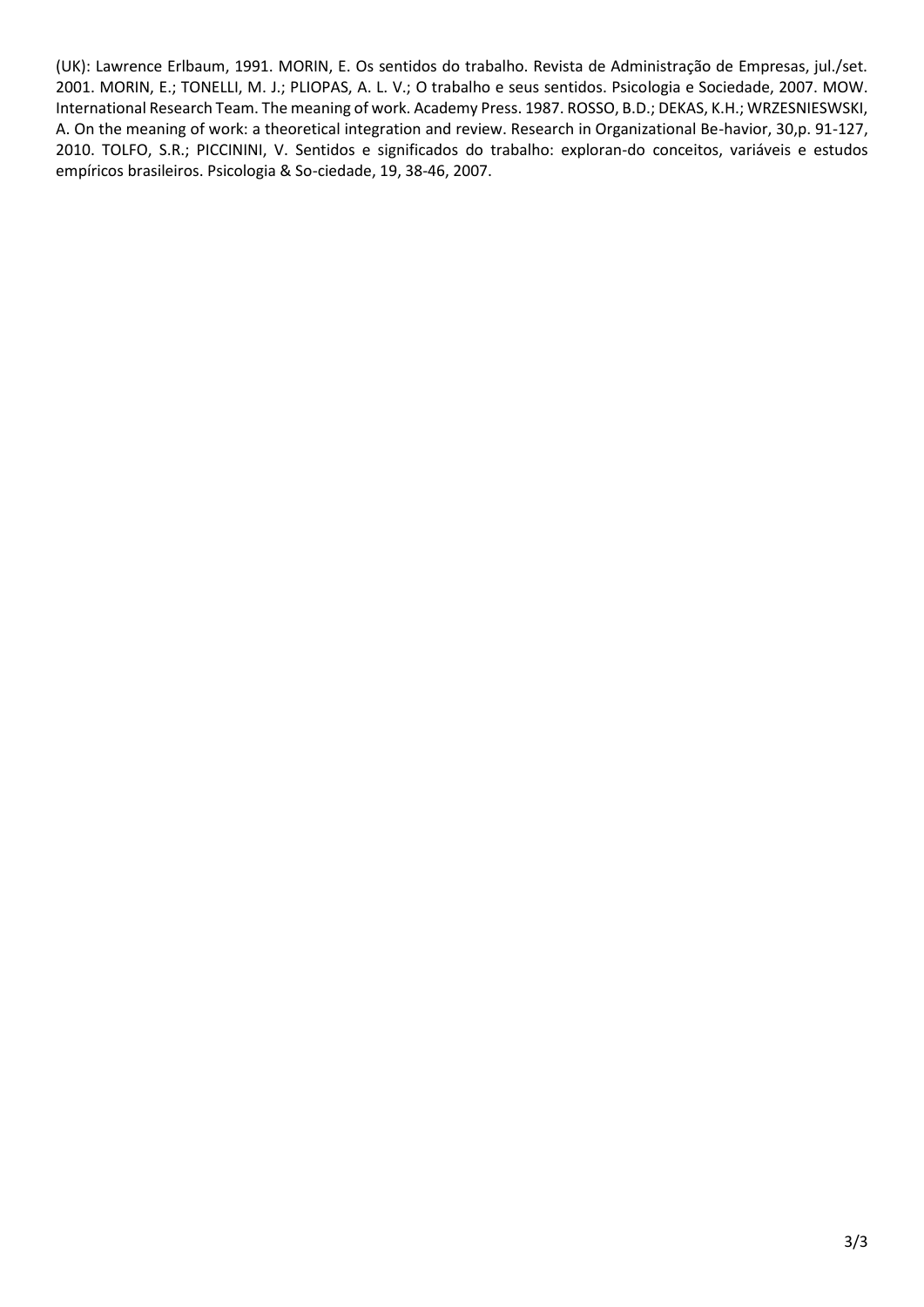(UK): Lawrence Erlbaum, 1991. MORIN, E. Os sentidos do trabalho. Revista de Administração de Empresas, jul./set. 2001. MORIN, E.; TONELLI, M. J.; PLIOPAS, A. L. V.; O trabalho e seus sentidos. Psicologia e Sociedade, 2007. MOW. International Research Team. The meaning of work. Academy Press. 1987. ROSSO, B.D.; DEKAS, K.H.; WRZESNIESWSKI, A. On the meaning of work: a theoretical integration and review. Research in Organizational Be-havior, 30,p. 91-127, 2010. TOLFO, S.R.; PICCININI, V. Sentidos e significados do trabalho: exploran-do conceitos, variáveis e estudos empíricos brasileiros. Psicologia & So-ciedade, 19, 38-46, 2007.